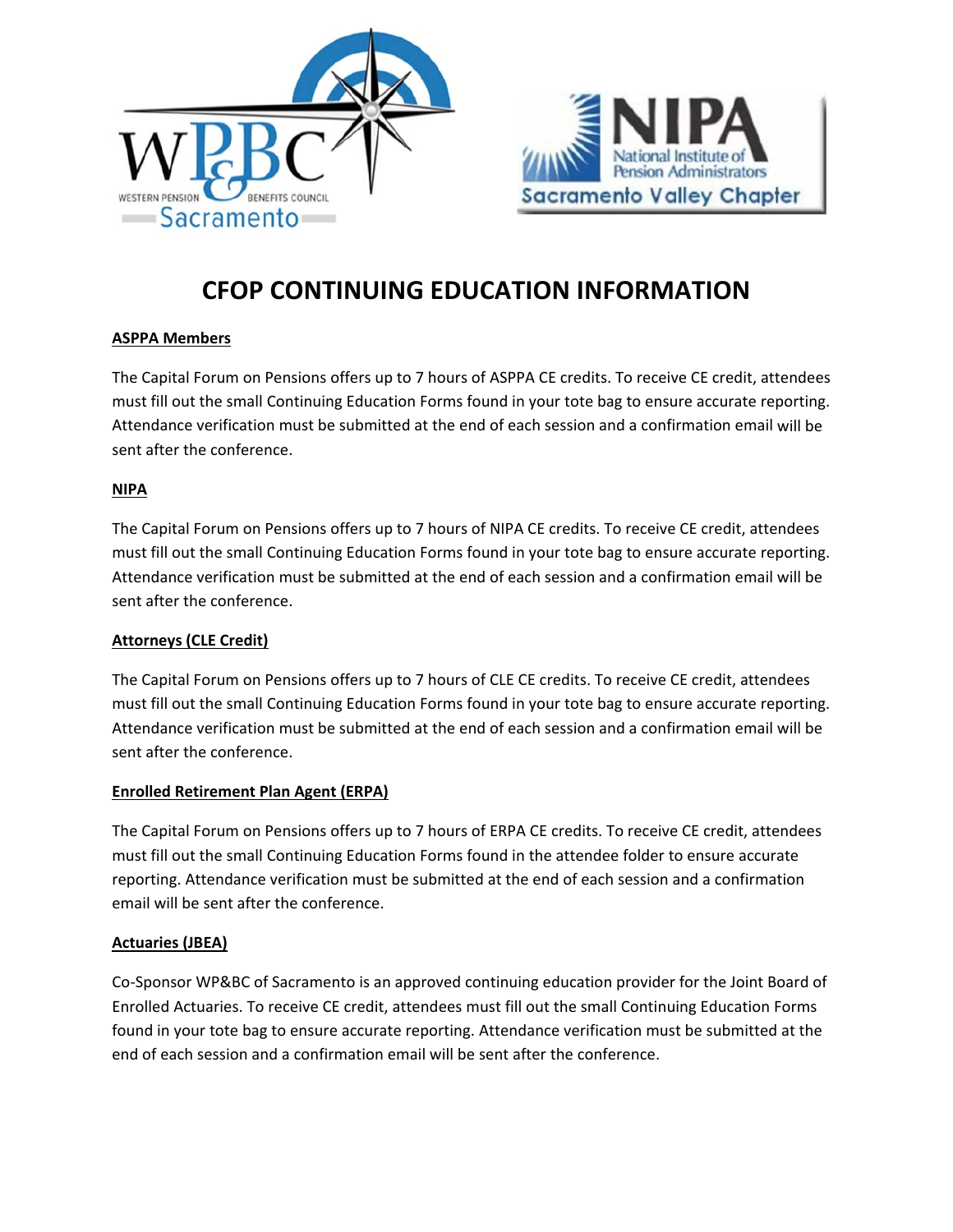# CFOP CONTINUING EDUCATION INFORMATION

**ASPPA Members**

The Capital Forum on Pensions offers up to 7 hours of ASPPA CE credits. To receive CE credit, attendees must fill out the small Continuing Education Forms found in your tote bag to ensure accurate reporting. Attendance verification must be submitted at the end of each session and a confirmation email will be sent after the conference.

**NIPA**

The Capital Forum on Pensions offers up to 7 hours of NIPA CE credits. To receive CE credit, attendees must fill out the small Continuing Education Forms found in your tote bag to ensure accurate reporting. Attendance verification must be submitted at the end of each session and a confirmation email will be sent after the conference.

**Attorneys (CLE Credit)**

The Capital Forum on Pensions offers up to 7 hours of CLE CE credits. To receive CE credit, attendees must fill out the small Continuing Education Forms found in your tote bag to ensure accurate reporting. Attendance verification must be submitted at the end of each session and a confirmation email will be sent after the conference.

**Enrolled Retirement Plan Agent (ERPA)**

The Capital Forum on Pensions offers up to 7 hours of ERPA CE credits. To receive CE credit, attendees must fill out the small Continuing Education Forms found in the attendee folder to ensure accurate reporting. Attendance verification must be submitted at the end of each session and a confirmation email will be sent after the conference.

**Actuaries (JBEA)**

Co-Sponsor WP&BC of Sacramento is an approved continuing education provider for the Joint Board of Enrolled Actuaries. To receive CE credit, attendees must fill out the small Continuing Education Forms found in your tote bag to ensure accurate reporting. Attendance verification must be submitted at the end of each session and a confirmation email will be sent after the conference.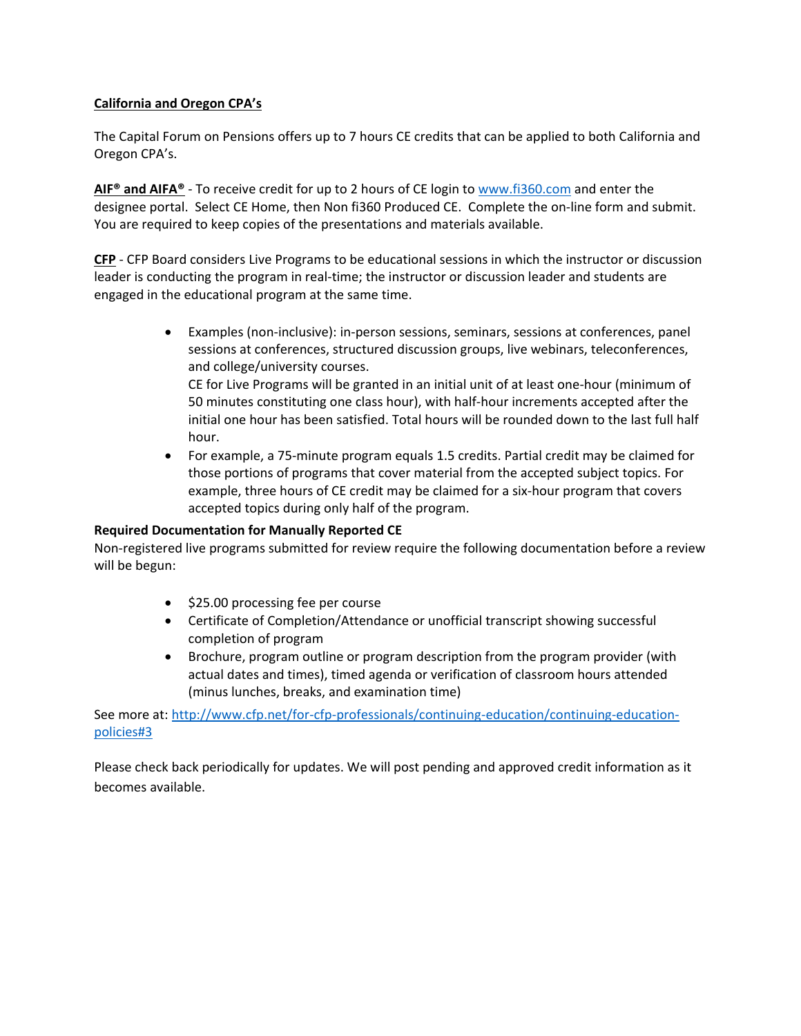**California and Oregon CPA's**

The Capital Forum on Pensions offers up to 7 hours CE credits that can be applied to both California and Oregon CPA's.

**AIF® and AIFA®** - To receive credit for up to 2 hours of CE login to www.fi360.com and enter the designee portal. Select CE Home, then Non fi360 Produced CE. Complete the on-line form and submit. You are required to keep copies of the presentations and materials available.

**CFP** - CFP Board considers Live Programs to be educational sessions in which the instructor or discussion leader is conducting the program in real-time; the instructor or discussion leader and students are engaged in the educational program at the same time.

- Examples (non-inclusive): in-person sessions, seminars, sessions at conferences, panel sessions at conferences, structured discussion groups, live webinars, teleconferences, and college/university courses.
  CE for Live Programs will be granted in an initial unit of at least one-hour (minimum of 50 minutes constituting one class hour), with half-hour increments accepted after the initial one hour has been satisfied. Total hours will be rounded down to the last full half hour.
- For example, a 75-minute program equals 1.5 credits. Partial credit may be claimed for those portions of programs that cover material from the accepted subject topics. For example, three hours of CE credit may be claimed for a six-hour program that covers accepted topics during only half of the program.

**Required Documentation for Manually Reported CE**

Non-registered live programs submitted for review require the following documentation before a review will be begun:

- $25.00 processing fee per course
- Certificate of Completion/Attendance or unofficial transcript showing successful completion of program
- Brochure, program outline or program description from the program provider (with actual dates and times), timed agenda or verification of classroom hours attended (minus lunches, breaks, and examination time)

See more at: http://www.cfp.net/for-cfp-professionals/continuing-education/continuing-education-policies#3

Please check back periodically for updates. We will post pending and approved credit information as it becomes available.